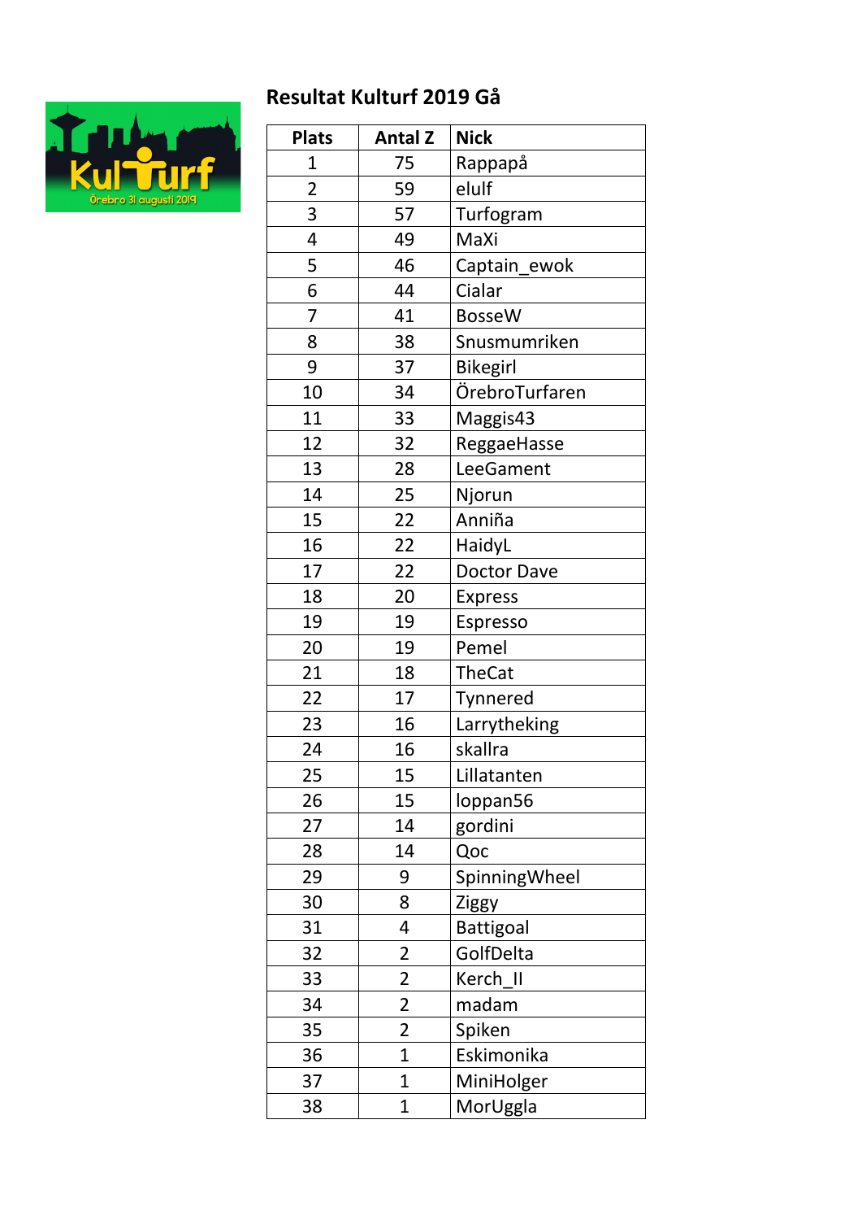## Resultat Kulturf 2019 Gå

| Plats | Antal Z | Nick |
|---|---|---|
| 1 | 75 | Rappapå |
| 2 | 59 | elulf |
| 3 | 57 | Turfogram |
| 4 | 49 | MaXi |
| 5 | 46 | Captain_ewok |
| 6 | 44 | Cialar |
| 7 | 41 | BosseW |
| 8 | 38 | Snusmumriken |
| 9 | 37 | Bikegirl |
| 10 | 34 | ÖrebroTurfaren |
| 11 | 33 | Maggis43 |
| 12 | 32 | ReggaeHasse |
| 13 | 28 | LeeGament |
| 14 | 25 | Njorun |
| 15 | 22 | Anniña |
| 16 | 22 | HaidyL |
| 17 | 22 | Doctor Dave |
| 18 | 20 | Express |
| 19 | 19 | Espresso |
| 20 | 19 | Pemel |
| 21 | 18 | TheCat |
| 22 | 17 | Tynnered |
| 23 | 16 | Larrytheking |
| 24 | 16 | skallra |
| 25 | 15 | Lillatanten |
| 26 | 15 | loppan56 |
| 27 | 14 | gordini |
| 28 | 14 | Qoc |
| 29 | 9 | SpinningWheel |
| 30 | 8 | Ziggy |
| 31 | 4 | Battigoal |
| 32 | 2 | GolfDelta |
| 33 | 2 | Kerch_II |
| 34 | 2 | madam |
| 35 | 2 | Spiken |
| 36 | 1 | Eskimonika |
| 37 | 1 | MiniHolger |
| 38 | 1 | MorUggla |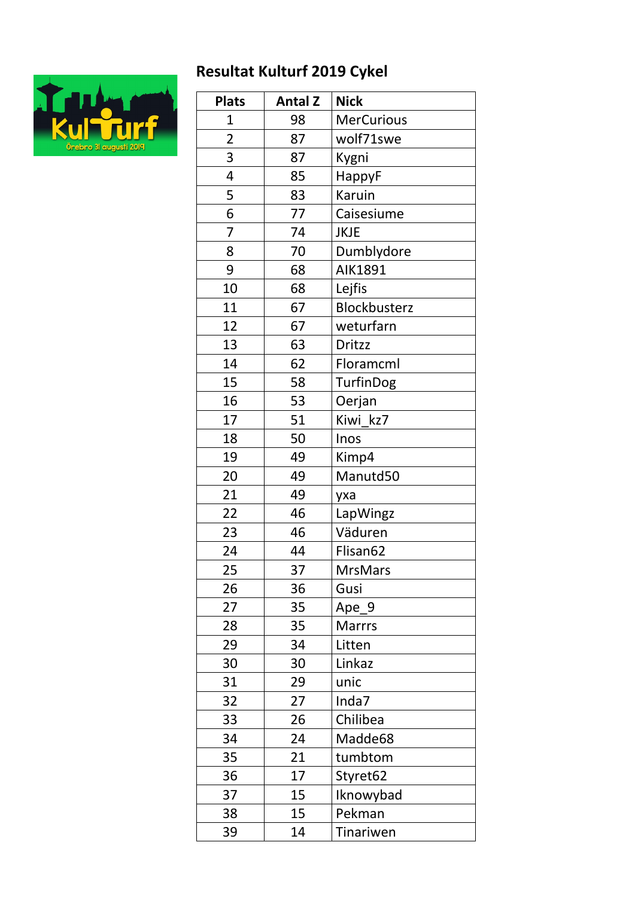# Resultat Kulturf 2019 Cykel

| Plats | Antal Z | Nick |
|---|---|---|
| 1 | 98 | MerCurious |
| 2 | 87 | wolf71swe |
| 3 | 87 | Kygni |
| 4 | 85 | HappyF |
| 5 | 83 | Karuin |
| 6 | 77 | Caisesiume |
| 7 | 74 | JKJE |
| 8 | 70 | Dumblydore |
| 9 | 68 | AIK1891 |
| 10 | 68 | Lejfis |
| 11 | 67 | Blockbusterz |
| 12 | 67 | weturfarn |
| 13 | 63 | Dritzz |
| 14 | 62 | Floramcml |
| 15 | 58 | TurfinDog |
| 16 | 53 | Oerjan |
| 17 | 51 | Kiwi_kz7 |
| 18 | 50 | Inos |
| 19 | 49 | Kimp4 |
| 20 | 49 | Manutd50 |
| 21 | 49 | yxa |
| 22 | 46 | LapWingz |
| 23 | 46 | Väduren |
| 24 | 44 | Flisan62 |
| 25 | 37 | MrsMars |
| 26 | 36 | Gusi |
| 27 | 35 | Ape_9 |
| 28 | 35 | Marrrs |
| 29 | 34 | Litten |
| 30 | 30 | Linkaz |
| 31 | 29 | unic |
| 32 | 27 | Inda7 |
| 33 | 26 | Chilibea |
| 34 | 24 | Madde68 |
| 35 | 21 | tumbtom |
| 36 | 17 | Styret62 |
| 37 | 15 | Iknowybad |
| 38 | 15 | Pekman |
| 39 | 14 | Tinariwen |